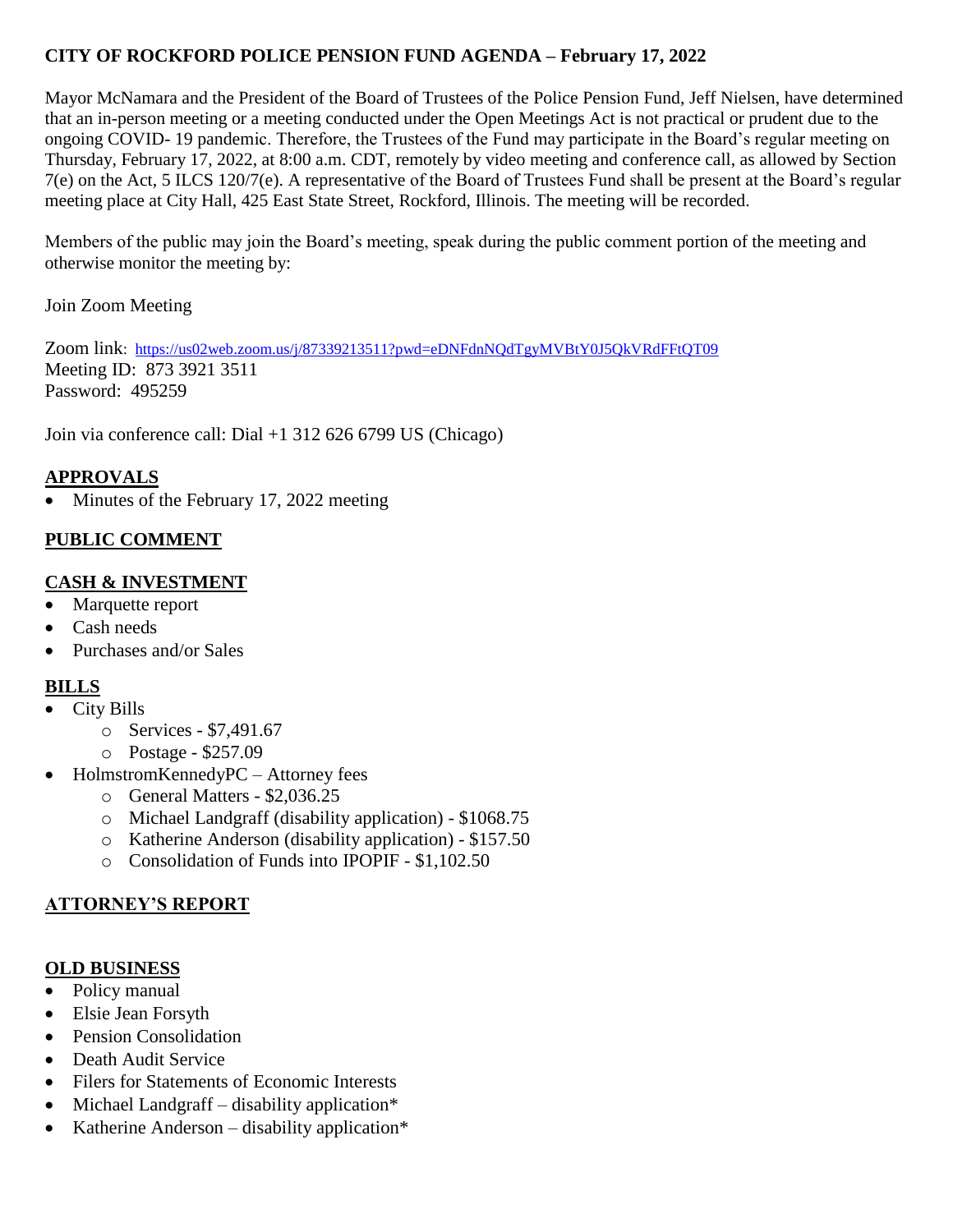# CITY OF ROCKFORD POLICE PENSION FUND AGENDA – February 17, 2022

Mayor McNamara and the President of the Board of Trustees of the Police Pension Fund, Jeff Nielsen, have determined that an in-person meeting or a meeting conducted under the Open Meetings Act is not practical or prudent due to the ongoing COVID- 19 pandemic. Therefore, the Trustees of the Fund may participate in the Board's regular meeting on Thursday, February 17, 2022, at 8:00 a.m. CDT, remotely by video meeting and conference call, as allowed by Section 7(e) on the Act, 5 ILCS 120/7(e). A representative of the Board of Trustees Fund shall be present at the Board's regular meeting place at City Hall, 425 East State Street, Rockford, Illinois. The meeting will be recorded.

Members of the public may join the Board's meeting, speak during the public comment portion of the meeting and otherwise monitor the meeting by:

Join Zoom Meeting

Zoom link: https://us02web.zoom.us/j/87339213511?pwd=eDNFdnNQdTgyMVBtY0J5QkVRdFFtQT09
Meeting ID: 873 3921 3511
Password: 495259

Join via conference call: Dial +1 312 626 6799 US (Chicago)

## APPROVALS

- Minutes of the February 17, 2022 meeting

## PUBLIC COMMENT

## CASH & INVESTMENT

- Marquette report
- Cash needs
- Purchases and/or Sales

## BILLS

- City Bills
  - Services - $7,491.67
  - Postage - $257.09
- HolmstromKennedyPC – Attorney fees
  - General Matters - $2,036.25
  - Michael Landgraff (disability application) - $1068.75
  - Katherine Anderson (disability application) - $157.50
  - Consolidation of Funds into IPOPIF - $1,102.50

## ATTORNEY'S REPORT

## OLD BUSINESS

- Policy manual
- Elsie Jean Forsyth
- Pension Consolidation
- Death Audit Service
- Filers for Statements of Economic Interests
- Michael Landgraff – disability application*
- Katherine Anderson – disability application*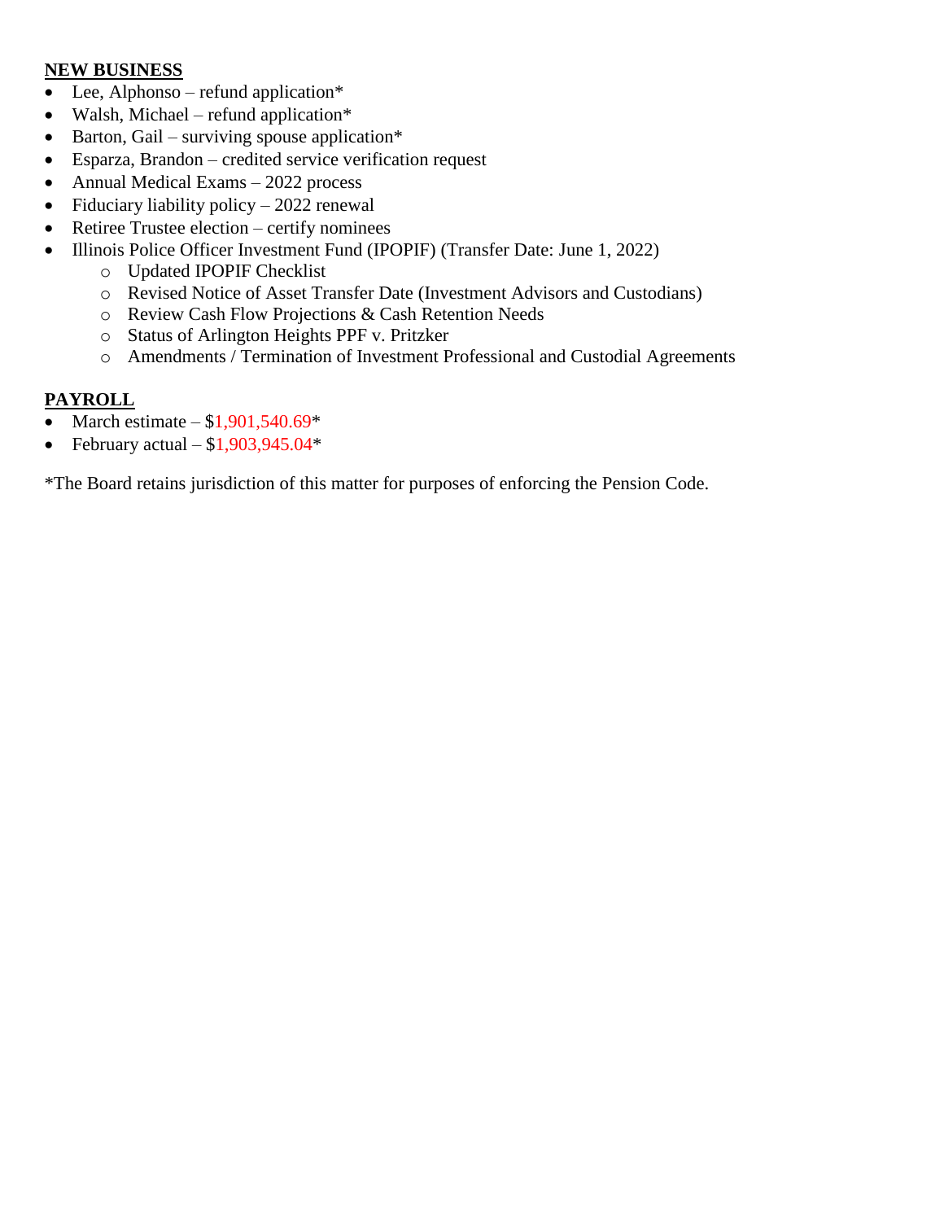**NEW BUSINESS**

- Lee, Alphonso – refund application*
- Walsh, Michael – refund application*
- Barton, Gail – surviving spouse application*
- Esparza, Brandon – credited service verification request
- Annual Medical Exams – 2022 process
- Fiduciary liability policy – 2022 renewal
- Retiree Trustee election – certify nominees
- Illinois Police Officer Investment Fund (IPOPIF) (Transfer Date: June 1, 2022)
    - Updated IPOPIF Checklist
    - Revised Notice of Asset Transfer Date (Investment Advisors and Custodians)
    - Review Cash Flow Projections & Cash Retention Needs
    - Status of Arlington Heights PPF v. Pritzker
    - Amendments / Termination of Investment Professional and Custodial Agreements

**PAYROLL**

- March estimate – $1,901,540.69*
- February actual – $1,903,945.04*

*The Board retains jurisdiction of this matter for purposes of enforcing the Pension Code.